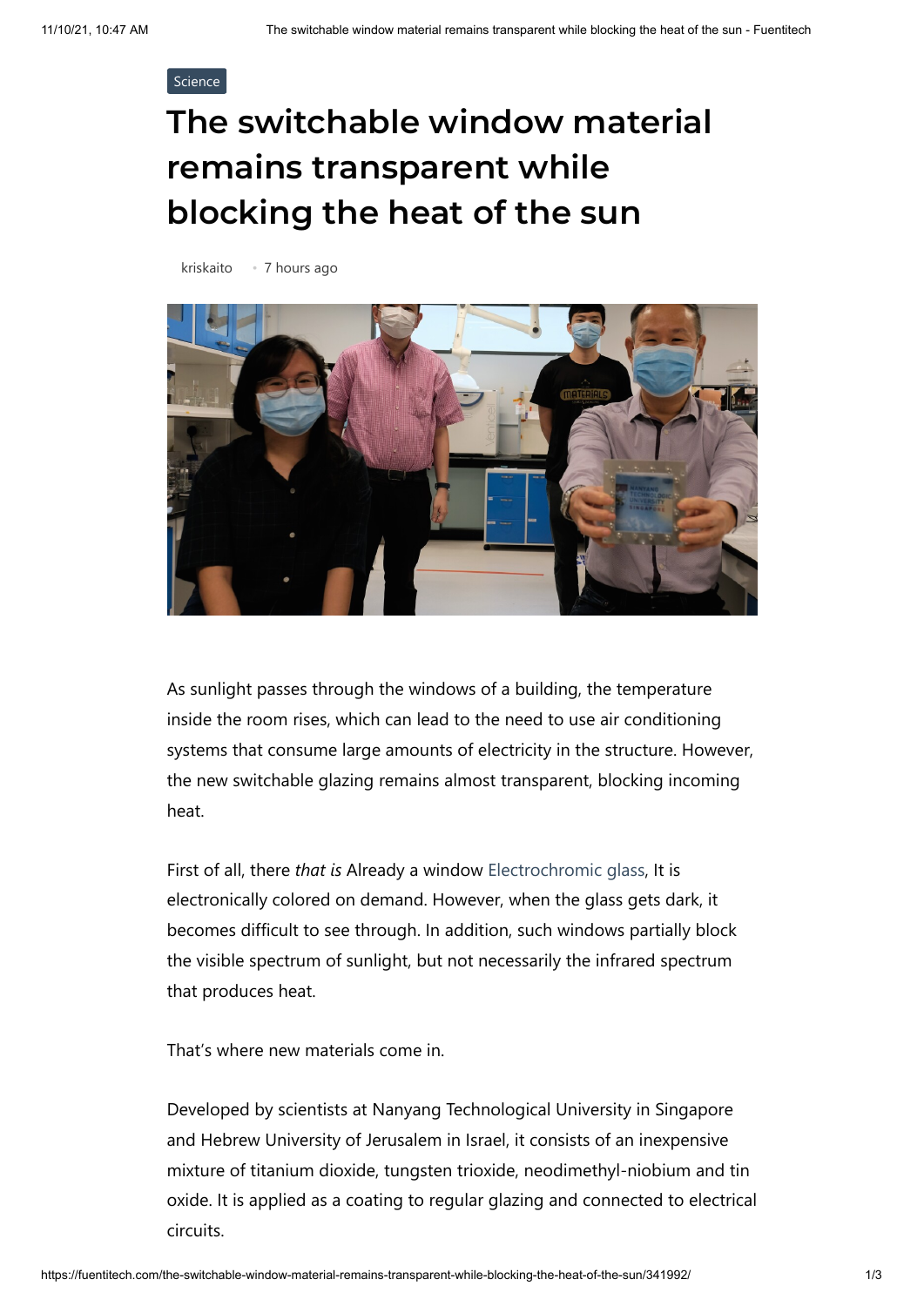Science

# The switchable window material remains transparent while blocking the heat of the sun

kriskaito • 7 hours ago

As sunlight passes through the windows of a building, the temperature inside the room rises, which can lead to the need to use air conditioning systems that consume large amounts of electricity in the structure. However, the new switchable glazing remains almost transparent, blocking incoming heat.

First of all, there *that is* Already a window Electrochromic glass, It is electronically colored on demand. However, when the glass gets dark, it becomes difficult to see through. In addition, such windows partially block the visible spectrum of sunlight, but not necessarily the infrared spectrum that produces heat.

That's where new materials come in.

Developed by scientists at Nanyang Technological University in Singapore and Hebrew University of Jerusalem in Israel, it consists of an inexpensive mixture of titanium dioxide, tungsten trioxide, neodimethyl-niobium and tin oxide. It is applied as a coating to regular glazing and connected to electrical circuits.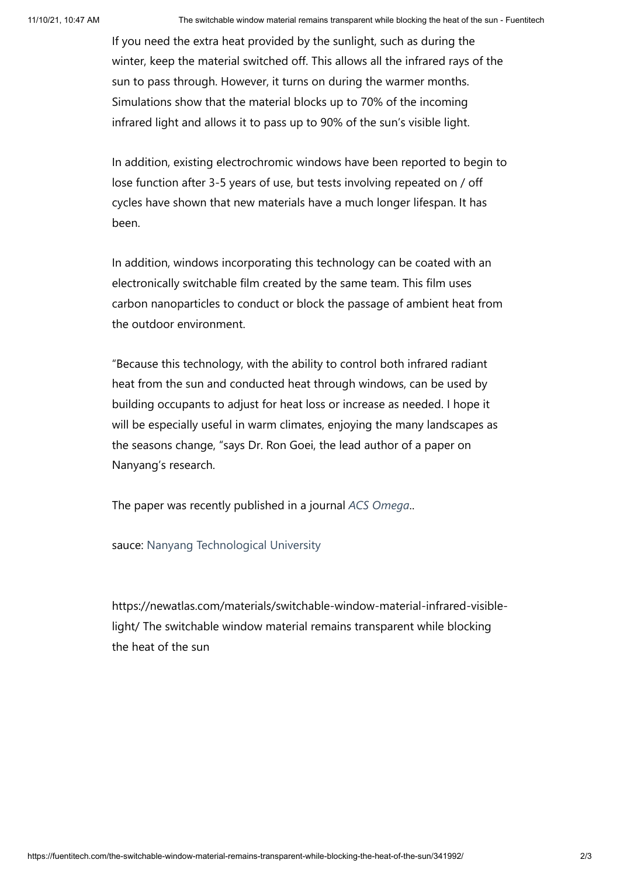If you need the extra heat provided by the sunlight, such as during the winter, keep the material switched off. This allows all the infrared rays of the sun to pass through. However, it turns on during the warmer months. Simulations show that the material blocks up to 70% of the incoming infrared light and allows it to pass up to 90% of the sun's visible light.

In addition, existing electrochromic windows have been reported to begin to lose function after 3-5 years of use, but tests involving repeated on / off cycles have shown that new materials have a much longer lifespan. It has been.

In addition, windows incorporating this technology can be coated with an electronically switchable film created by the same team. This film uses carbon nanoparticles to conduct or block the passage of ambient heat from the outdoor environment.

"Because this technology, with the ability to control both infrared radiant heat from the sun and conducted heat through windows, can be used by building occupants to adjust for heat loss or increase as needed. I hope it will be especially useful in warm climates, enjoying the many landscapes as the seasons change, "says Dr. Ron Goei, the lead author of a paper on Nanyang's research.

The paper was recently published in a journal *ACS Omega*..

sauce: Nanyang Technological University

https://newatlas.com/materials/switchable-window-material-infrared-visible-light/ The switchable window material remains transparent while blocking the heat of the sun